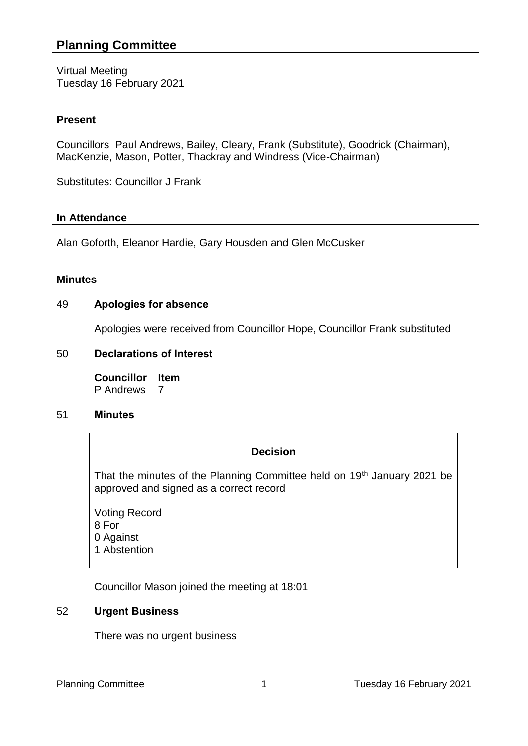# Planning Committee

Virtual Meeting
Tuesday 16 February 2021

## Present

Councillors Paul Andrews, Bailey, Cleary, Frank (Substitute), Goodrick (Chairman), MacKenzie, Mason, Potter, Thackray and Windress (Vice-Chairman)

Substitutes: Councillor J Frank

## In Attendance

Alan Goforth, Eleanor Hardie, Gary Housden and Glen McCusker

## Minutes

### 49 Apologies for absence

Apologies were received from Councillor Hope, Councillor Frank substituted

### 50 Declarations of Interest

| Councillor | Item |
|---|---|
| P Andrews | 7 |

### 51 Minutes

**Decision**

That the minutes of the Planning Committee held on 19th January 2021 be approved and signed as a correct record

Voting Record
8 For
0 Against
1 Abstention

Councillor Mason joined the meeting at 18:01

### 52 Urgent Business

There was no urgent business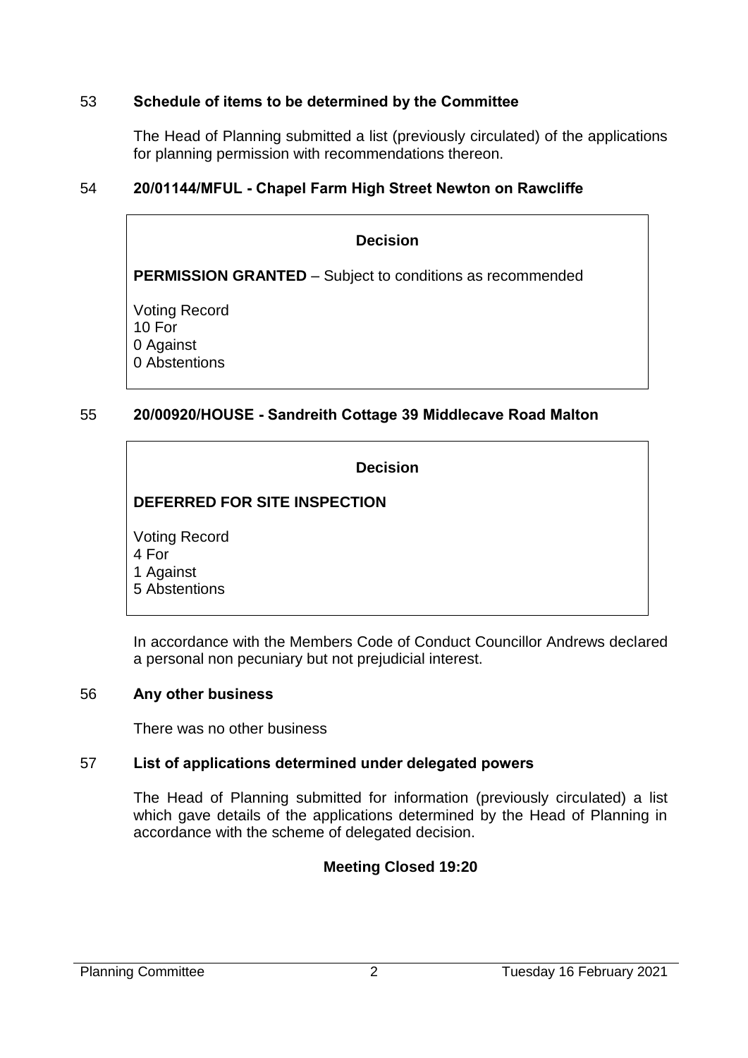## 53 Schedule of items to be determined by the Committee

The Head of Planning submitted a list (previously circulated) of the applications for planning permission with recommendations thereon.

## 54 20/01144/MFUL - Chapel Farm High Street Newton on Rawcliffe

**Decision**

**PERMISSION GRANTED** – Subject to conditions as recommended

Voting Record
10 For
0 Against
0 Abstentions

## 55 20/00920/HOUSE - Sandreith Cottage 39 Middlecave Road Malton

**Decision**

**DEFERRED FOR SITE INSPECTION**

Voting Record
4 For
1 Against
5 Abstentions

In accordance with the Members Code of Conduct Councillor Andrews declared a personal non pecuniary but not prejudicial interest.

## 56 Any other business

There was no other business

## 57 List of applications determined under delegated powers

The Head of Planning submitted for information (previously circulated) a list which gave details of the applications determined by the Head of Planning in accordance with the scheme of delegated decision.

**Meeting Closed 19:20**